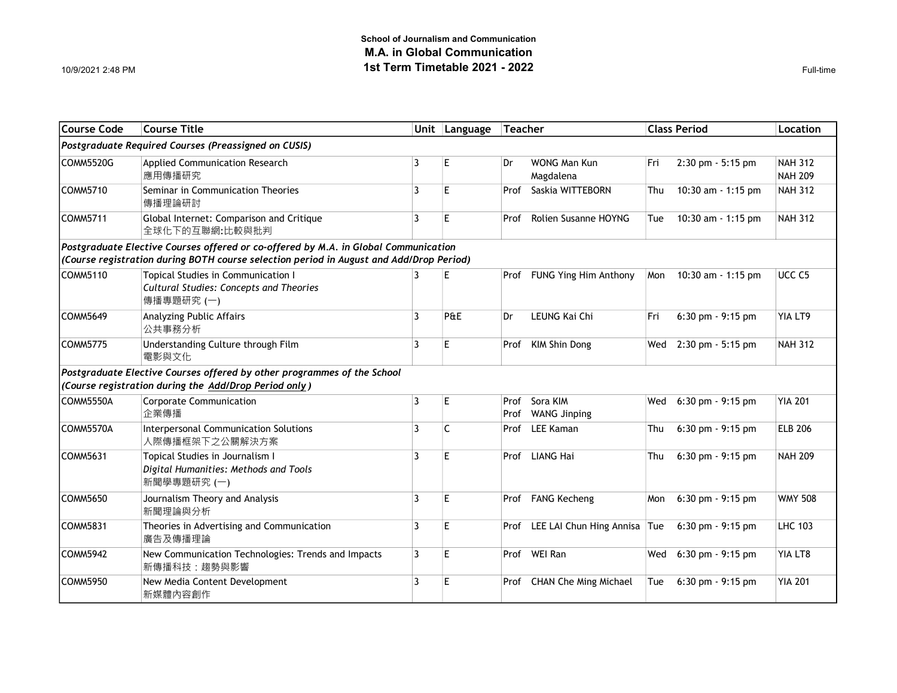# School of Journalism and Communication
# M.A. in Global Communication
# 1st Term Timetable 2021 - 2022

10/9/2021 2:48 PM

Full-time

| Course Code | Course Title | Unit | Language | Teacher | | Class Period | | Location |
|---|---|---|---|---|---|---|---|---|
| ***Postgraduate Required Courses (Preassigned on CUSIS)*** | | | | | | | | |
| COMM5520G | Applied Communication Research<br>應用傳播研究 | 3 | E | Dr | WONG Man Kun Magdalena | Fri | 2:30 pm - 5:15 pm | NAH 312<br>NAH 209 |
| COMM5710 | Seminar in Communication Theories<br>傳播理論研討 | 3 | E | Prof | Saskia WITTEBORN | Thu | 10:30 am - 1:15 pm | NAH 312 |
| COMM5711 | Global Internet: Comparison and Critique<br>全球化下的互聯網:比較與批判 | 3 | E | Prof | Rolien Susanne HOYNG | Tue | 10:30 am - 1:15 pm | NAH 312 |
| ***Postgraduate Elective Courses offered or co-offered by M.A. in Global Communication***<br>***(Course registration during BOTH course selection period in August and Add/Drop Period)*** | | | | | | | | |
| COMM5110 | Topical Studies in Communication I<br>*Cultural Studies: Concepts and Theories*<br>傳播專題研究 (一) | 3 | E | Prof | FUNG Ying Him Anthony | Mon | 10:30 am - 1:15 pm | UCC C5 |
| COMM5649 | Analyzing Public Affairs<br>公共事務分析 | 3 | P&E | Dr | LEUNG Kai Chi | Fri | 6:30 pm - 9:15 pm | YIA LT9 |
| COMM5775 | Understanding Culture through Film<br>電影與文化 | 3 | E | Prof | KIM Shin Dong | Wed | 2:30 pm - 5:15 pm | NAH 312 |
| ***Postgraduate Elective Courses offered by other programmes of the School***<br>***(Course registration during the Add/Drop Period only)*** | | | | | | | | |
| COMM5550A | Corporate Communication<br>企業傳播 | 3 | E | Prof<br>Prof | Sora KIM<br>WANG Jinping | Wed | 6:30 pm - 9:15 pm | YIA 201 |
| COMM5570A | Interpersonal Communication Solutions<br>人際傳播框架下之公關解決方案 | 3 | C | Prof | LEE Kaman | Thu | 6:30 pm - 9:15 pm | ELB 206 |
| COMM5631 | Topical Studies in Journalism I<br>*Digital Humanities: Methods and Tools*<br>新聞學專題研究 (一) | 3 | E | Prof | LIANG Hai | Thu | 6:30 pm - 9:15 pm | NAH 209 |
| COMM5650 | Journalism Theory and Analysis<br>新聞理論與分析 | 3 | E | Prof | FANG Kecheng | Mon | 6:30 pm - 9:15 pm | WMY 508 |
| COMM5831 | Theories in Advertising and Communication<br>廣告及傳播理論 | 3 | E | Prof | LEE LAI Chun Hing Annisa | Tue | 6:30 pm - 9:15 pm | LHC 103 |
| COMM5942 | New Communication Technologies: Trends and Impacts<br>新傳播科技：趨勢與影響 | 3 | E | Prof | WEI Ran | Wed | 6:30 pm - 9:15 pm | YIA LT8 |
| COMM5950 | New Media Content Development<br>新媒體內容創作 | 3 | E | Prof | CHAN Che Ming Michael | Tue | 6:30 pm - 9:15 pm | YIA 201 |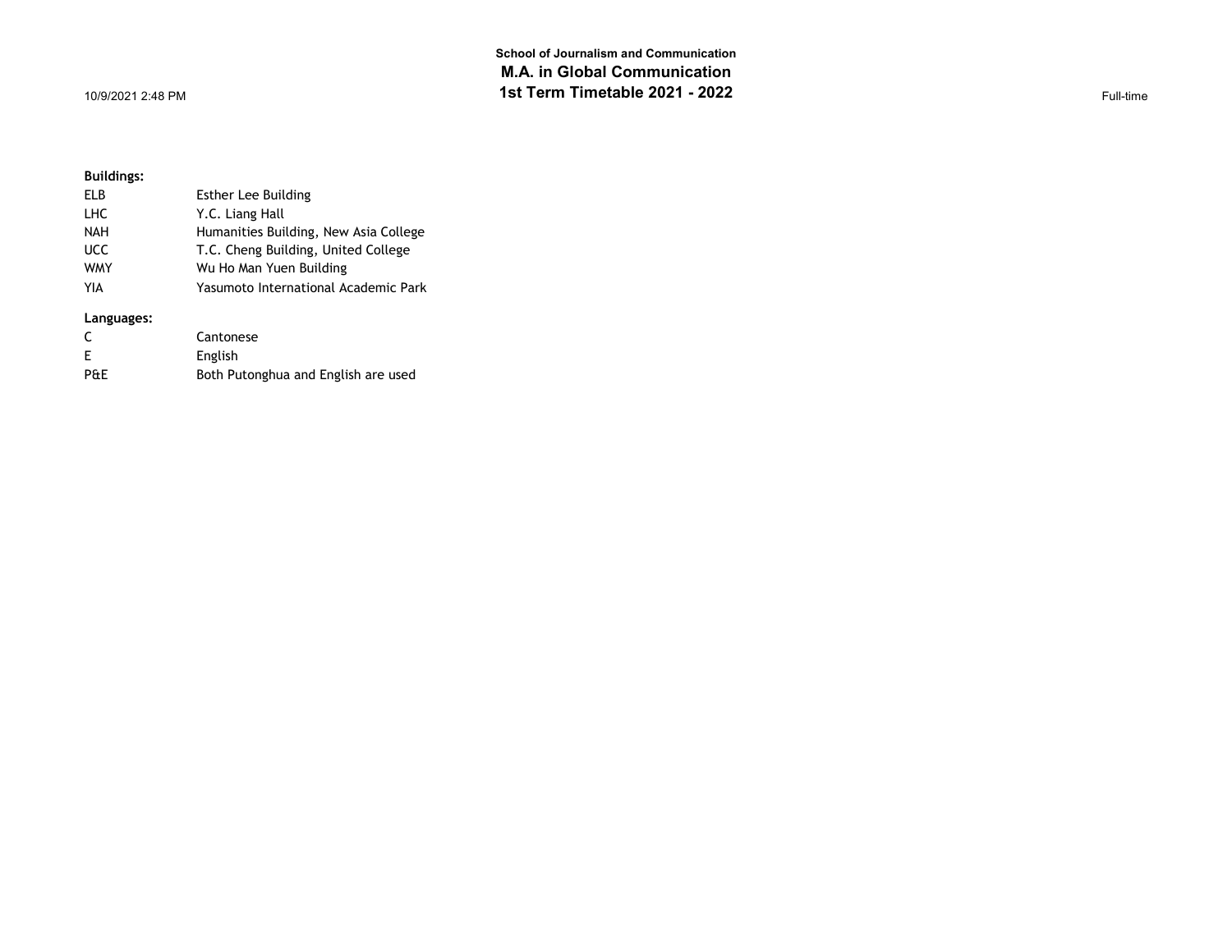**Buildings:**

| | |
|---|---|
| ELB | Esther Lee Building |
| LHC | Y.C. Liang Hall |
| NAH | Humanities Building, New Asia College |
| UCC | T.C. Cheng Building, United College |
| WMY | Wu Ho Man Yuen Building |
| YIA | Yasumoto International Academic Park |

**Languages:**

| | |
|---|---|
| C | Cantonese |
| E | English |
| P&E | Both Putonghua and English are used |